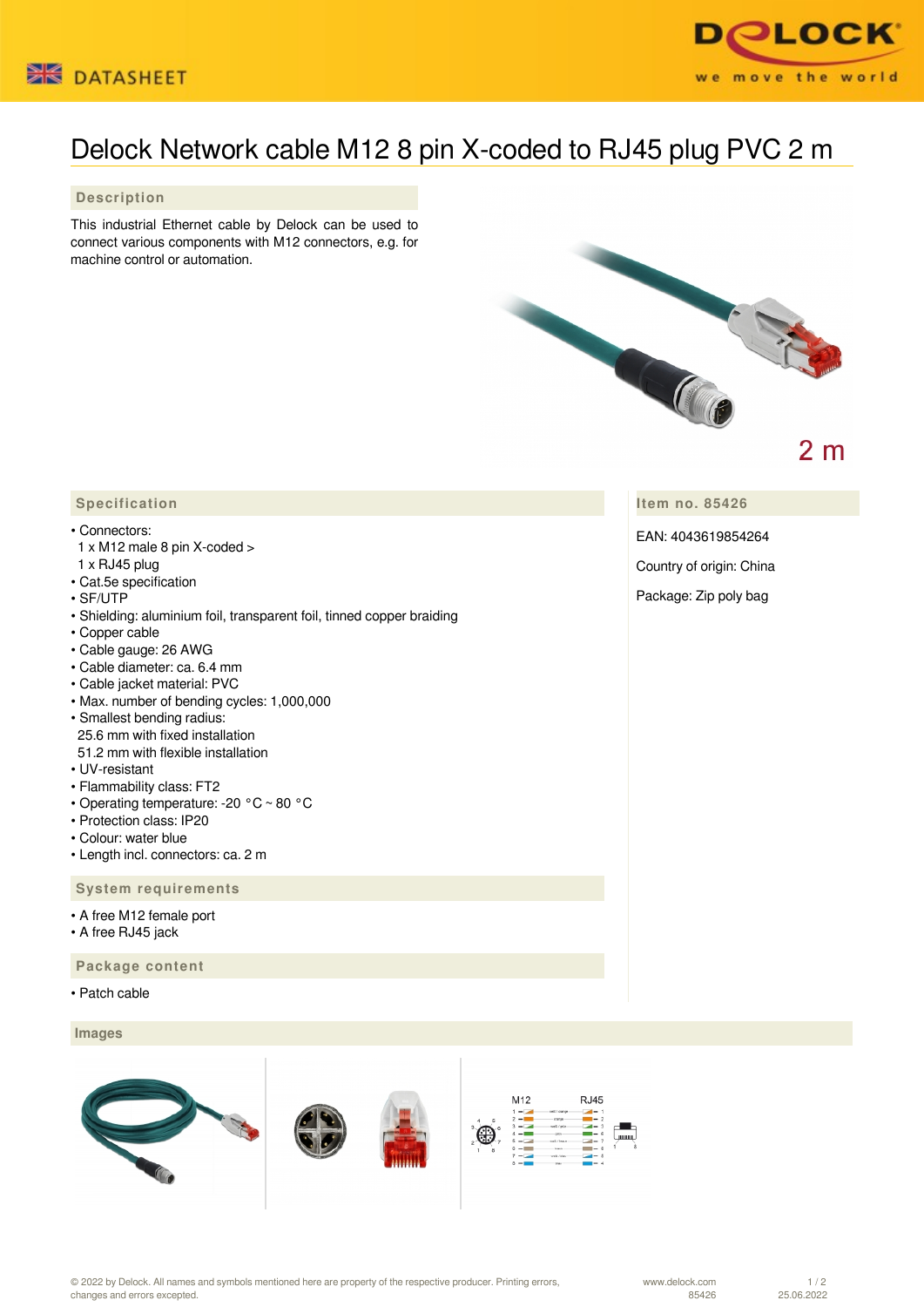DATASHEET

# Delock Network cable M12 8 pin X-coded to RJ45 plug PVC 2 m

## Description

This industrial Ethernet cable by Delock can be used to connect various components with M12 connectors, e.g. for machine control or automation.

2 m

## Specification

- Connectors:
  1 x M12 male 8 pin X-coded >
  1 x RJ45 plug
- Cat.5e specification
- SF/UTP
- Shielding: aluminium foil, transparent foil, tinned copper braiding
- Copper cable
- Cable gauge: 26 AWG
- Cable diameter: ca. 6.4 mm
- Cable jacket material: PVC
- Max. number of bending cycles: 1,000,000
- Smallest bending radius:
  25.6 mm with fixed installation
  51.2 mm with flexible installation
- UV-resistant
- Flammability class: FT2
- Operating temperature: -20 °C ~ 80 °C
- Protection class: IP20
- Colour: water blue
- Length incl. connectors: ca. 2 m

## Item no. 85426

EAN: 4043619854264

Country of origin: China

Package: Zip poly bag

## System requirements

- A free M12 female port
- A free RJ45 jack

## Package content

- Patch cable

## Images

M12 RJ45

© 2022 by Delock. All names and symbols mentioned here are property of the respective producer. Printing errors, changes and errors excepted.

www.delock.com 85426 25.06.2022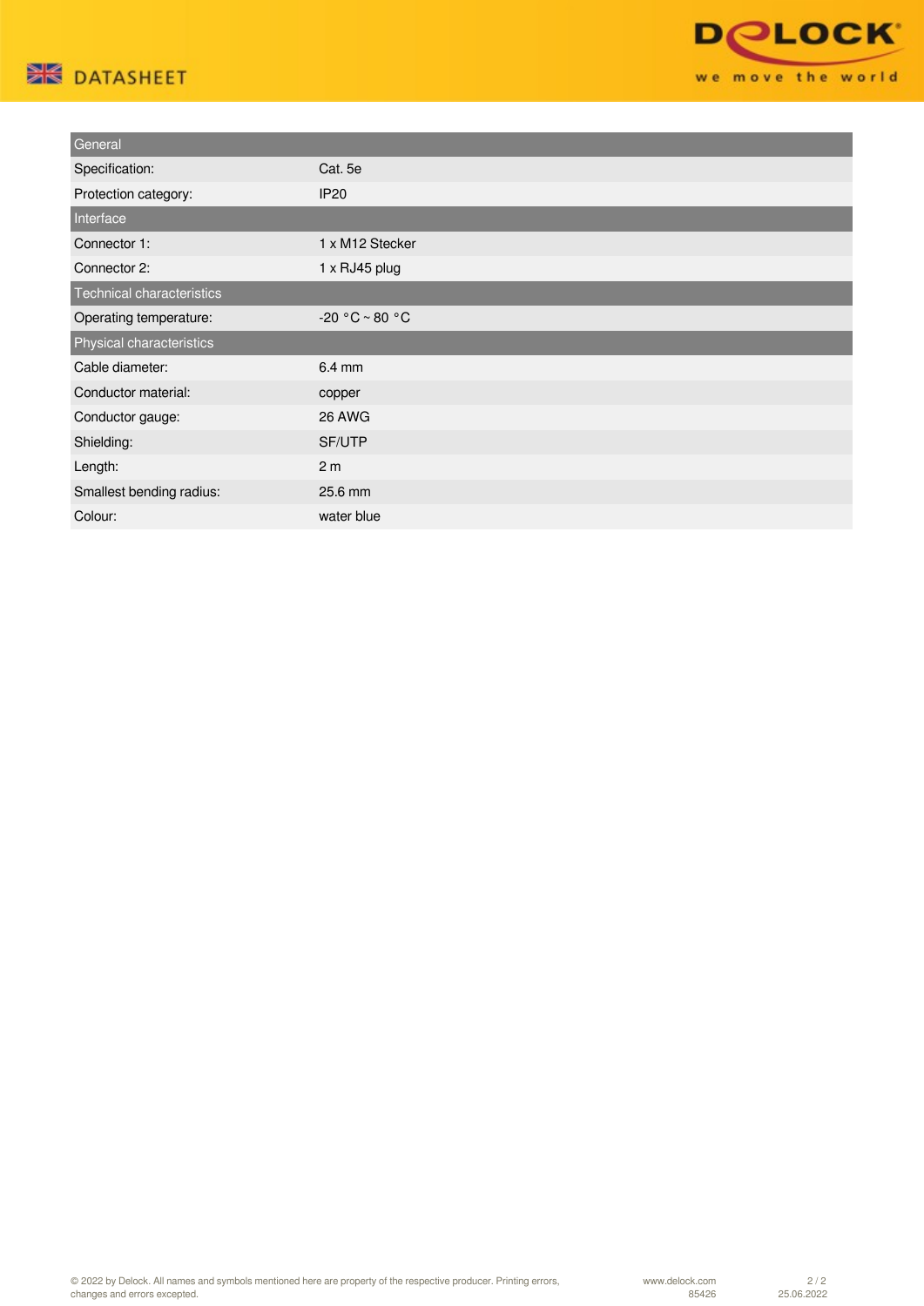| | |
|---|---|
| **General** | |
| Specification: | Cat. 5e |
| Protection category: | IP20 |
| **Interface** | |
| Connector 1: | 1 x M12 Stecker |
| Connector 2: | 1 x RJ45 plug |
| **Technical characteristics** | |
| Operating temperature: | -20 °C ~ 80 °C |
| **Physical characteristics** | |
| Cable diameter: | 6.4 mm |
| Conductor material: | copper |
| Conductor gauge: | 26 AWG |
| Shielding: | SF/UTP |
| Length: | 2 m |
| Smallest bending radius: | 25.6 mm |
| Colour: | water blue |